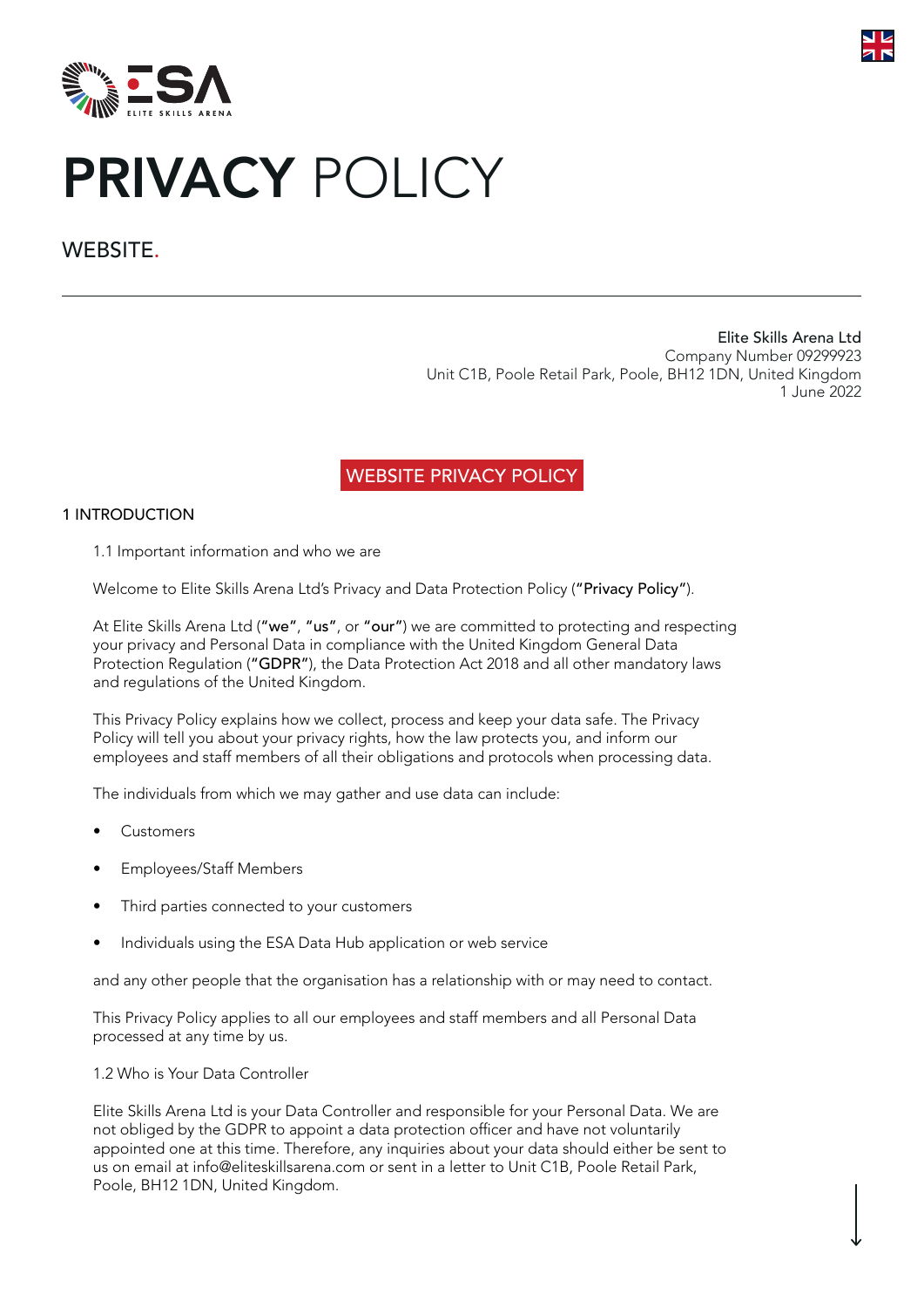# PRIVACY POLICY

## WEBSITE.

Elite Skills Arena Ltd
Company Number 09299923
Unit C1B, Poole Retail Park, Poole, BH12 1DN, United Kingdom
1 June 2022

## WEBSITE PRIVACY POLICY

### 1 INTRODUCTION

1.1 Important information and who we are

Welcome to Elite Skills Arena Ltd's Privacy and Data Protection Policy (**"Privacy Policy"**).

At Elite Skills Arena Ltd (**"we"**, **"us"**, or **"our"**) we are committed to protecting and respecting your privacy and Personal Data in compliance with the United Kingdom General Data Protection Regulation (**"GDPR"**), the Data Protection Act 2018 and all other mandatory laws and regulations of the United Kingdom.

This Privacy Policy explains how we collect, process and keep your data safe. The Privacy Policy will tell you about your privacy rights, how the law protects you, and inform our employees and staff members of all their obligations and protocols when processing data.

The individuals from which we may gather and use data can include:

- Customers
- Employees/Staff Members
- Third parties connected to your customers
- Individuals using the ESA Data Hub application or web service

and any other people that the organisation has a relationship with or may need to contact.

This Privacy Policy applies to all our employees and staff members and all Personal Data processed at any time by us.

1.2 Who is Your Data Controller

Elite Skills Arena Ltd is your Data Controller and responsible for your Personal Data. We are not obliged by the GDPR to appoint a data protection officer and have not voluntarily appointed one at this time. Therefore, any inquiries about your data should either be sent to us on email at info@eliteskillsarena.com or sent in a letter to Unit C1B, Poole Retail Park, Poole, BH12 1DN, United Kingdom.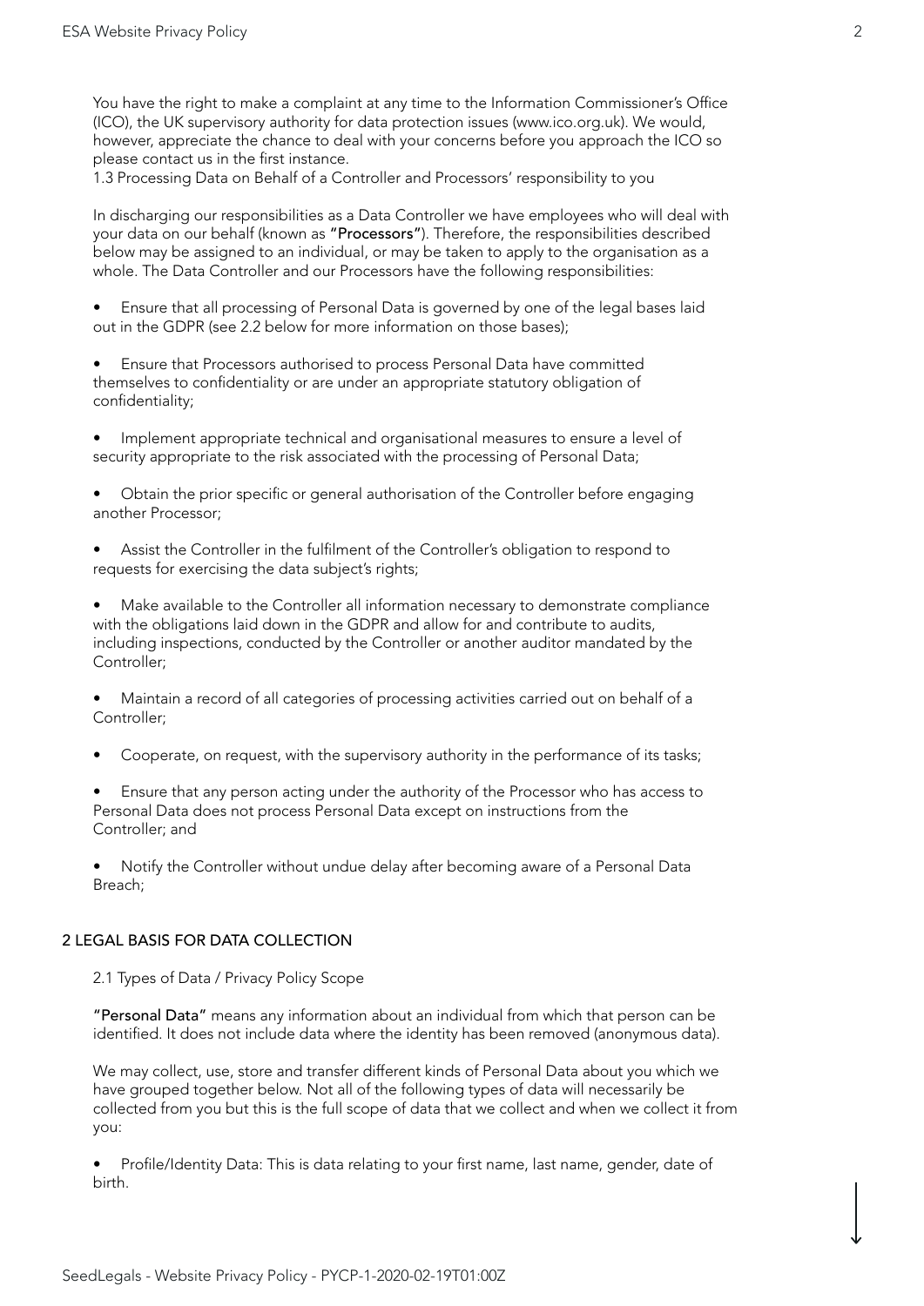You have the right to make a complaint at any time to the Information Commissioner's Office (ICO), the UK supervisory authority for data protection issues (www.ico.org.uk). We would, however, appreciate the chance to deal with your concerns before you approach the ICO so please contact us in the first instance.

### 1.3 Processing Data on Behalf of a Controller and Processors' responsibility to you

In discharging our responsibilities as a Data Controller we have employees who will deal with your data on our behalf (known as **"Processors"**). Therefore, the responsibilities described below may be assigned to an individual, or may be taken to apply to the organisation as a whole. The Data Controller and our Processors have the following responsibilities:

- Ensure that all processing of Personal Data is governed by one of the legal bases laid out in the GDPR (see 2.2 below for more information on those bases);
- Ensure that Processors authorised to process Personal Data have committed themselves to confidentiality or are under an appropriate statutory obligation of confidentiality;
- Implement appropriate technical and organisational measures to ensure a level of security appropriate to the risk associated with the processing of Personal Data;
- Obtain the prior specific or general authorisation of the Controller before engaging another Processor;
- Assist the Controller in the fulfilment of the Controller's obligation to respond to requests for exercising the data subject's rights;
- Make available to the Controller all information necessary to demonstrate compliance with the obligations laid down in the GDPR and allow for and contribute to audits, including inspections, conducted by the Controller or another auditor mandated by the Controller;
- Maintain a record of all categories of processing activities carried out on behalf of a Controller;
- Cooperate, on request, with the supervisory authority in the performance of its tasks;
- Ensure that any person acting under the authority of the Processor who has access to Personal Data does not process Personal Data except on instructions from the Controller; and
- Notify the Controller without undue delay after becoming aware of a Personal Data Breach;

## 2 LEGAL BASIS FOR DATA COLLECTION

### 2.1 Types of Data / Privacy Policy Scope

**"Personal Data"** means any information about an individual from which that person can be identified. It does not include data where the identity has been removed (anonymous data).

We may collect, use, store and transfer different kinds of Personal Data about you which we have grouped together below. Not all of the following types of data will necessarily be collected from you but this is the full scope of data that we collect and when we collect it from you:

- Profile/Identity Data: This is data relating to your first name, last name, gender, date of birth.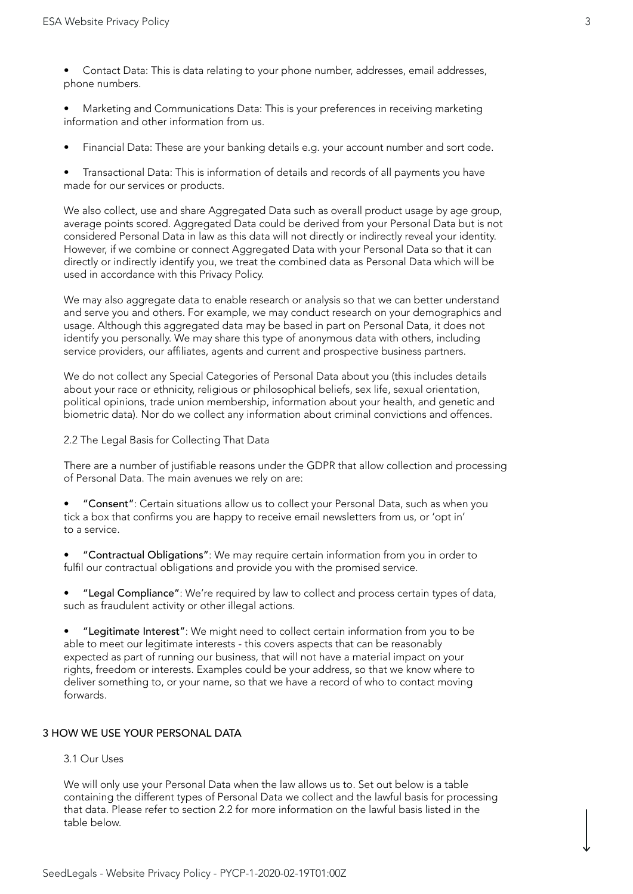- Contact Data: This is data relating to your phone number, addresses, email addresses, phone numbers.

- Marketing and Communications Data: This is your preferences in receiving marketing information and other information from us.

- Financial Data: These are your banking details e.g. your account number and sort code.

- Transactional Data: This is information of details and records of all payments you have made for our services or products.

We also collect, use and share Aggregated Data such as overall product usage by age group, average points scored. Aggregated Data could be derived from your Personal Data but is not considered Personal Data in law as this data will not directly or indirectly reveal your identity. However, if we combine or connect Aggregated Data with your Personal Data so that it can directly or indirectly identify you, we treat the combined data as Personal Data which will be used in accordance with this Privacy Policy.

We may also aggregate data to enable research or analysis so that we can better understand and serve you and others. For example, we may conduct research on your demographics and usage. Although this aggregated data may be based in part on Personal Data, it does not identify you personally. We may share this type of anonymous data with others, including service providers, our affiliates, agents and current and prospective business partners.

We do not collect any Special Categories of Personal Data about you (this includes details about your race or ethnicity, religious or philosophical beliefs, sex life, sexual orientation, political opinions, trade union membership, information about your health, and genetic and biometric data). Nor do we collect any information about criminal convictions and offences.

### 2.2 The Legal Basis for Collecting That Data

There are a number of justifiable reasons under the GDPR that allow collection and processing of Personal Data. The main avenues we rely on are:

- **"Consent"**: Certain situations allow us to collect your Personal Data, such as when you tick a box that confirms you are happy to receive email newsletters from us, or 'opt in' to a service.

- **"Contractual Obligations"**: We may require certain information from you in order to fulfil our contractual obligations and provide you with the promised service.

- **"Legal Compliance"**: We're required by law to collect and process certain types of data, such as fraudulent activity or other illegal actions.

- **"Legitimate Interest"**: We might need to collect certain information from you to be able to meet our legitimate interests - this covers aspects that can be reasonably expected as part of running our business, that will not have a material impact on your rights, freedom or interests. Examples could be your address, so that we know where to deliver something to, or your name, so that we have a record of who to contact moving forwards.

## 3 HOW WE USE YOUR PERSONAL DATA

### 3.1 Our Uses

We will only use your Personal Data when the law allows us to. Set out below is a table containing the different types of Personal Data we collect and the lawful basis for processing that data. Please refer to section 2.2 for more information on the lawful basis listed in the table below.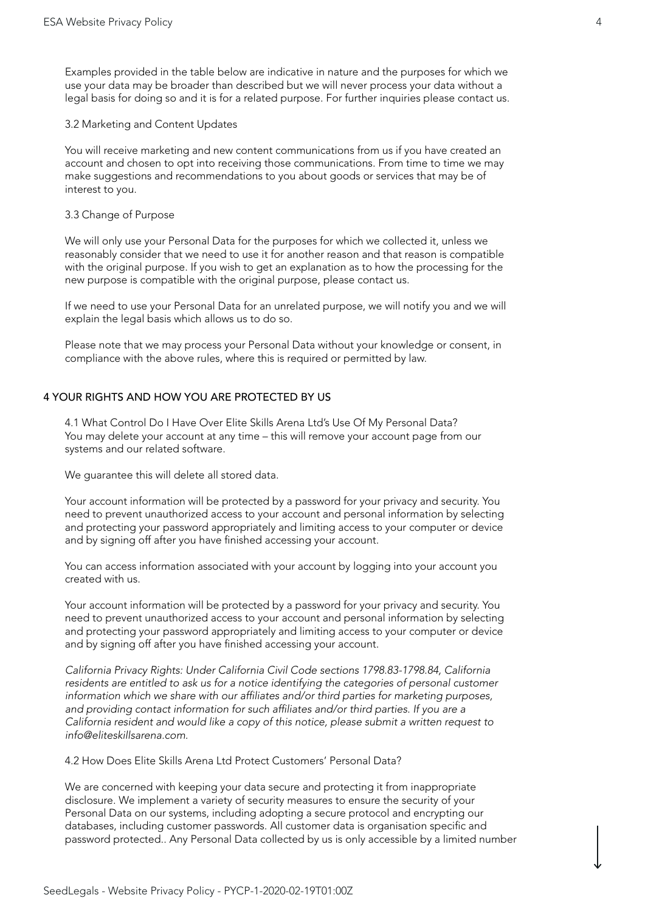Examples provided in the table below are indicative in nature and the purposes for which we use your data may be broader than described but we will never process your data without a legal basis for doing so and it is for a related purpose. For further inquiries please contact us.

### 3.2 Marketing and Content Updates

You will receive marketing and new content communications from us if you have created an account and chosen to opt into receiving those communications. From time to time we may make suggestions and recommendations to you about goods or services that may be of interest to you.

### 3.3 Change of Purpose

We will only use your Personal Data for the purposes for which we collected it, unless we reasonably consider that we need to use it for another reason and that reason is compatible with the original purpose. If you wish to get an explanation as to how the processing for the new purpose is compatible with the original purpose, please contact us.

If we need to use your Personal Data for an unrelated purpose, we will notify you and we will explain the legal basis which allows us to do so.

Please note that we may process your Personal Data without your knowledge or consent, in compliance with the above rules, where this is required or permitted by law.

## 4 YOUR RIGHTS AND HOW YOU ARE PROTECTED BY US

### 4.1 What Control Do I Have Over Elite Skills Arena Ltd's Use Of My Personal Data?

You may delete your account at any time – this will remove your account page from our systems and our related software.

We guarantee this will delete all stored data.

Your account information will be protected by a password for your privacy and security. You need to prevent unauthorized access to your account and personal information by selecting and protecting your password appropriately and limiting access to your computer or device and by signing off after you have finished accessing your account.

You can access information associated with your account by logging into your account you created with us.

Your account information will be protected by a password for your privacy and security. You need to prevent unauthorized access to your account and personal information by selecting and protecting your password appropriately and limiting access to your computer or device and by signing off after you have finished accessing your account.

*California Privacy Rights: Under California Civil Code sections 1798.83-1798.84, California residents are entitled to ask us for a notice identifying the categories of personal customer information which we share with our affiliates and/or third parties for marketing purposes, and providing contact information for such affiliates and/or third parties. If you are a California resident and would like a copy of this notice, please submit a written request to info@eliteskillsarena.com.*

### 4.2 How Does Elite Skills Arena Ltd Protect Customers' Personal Data?

We are concerned with keeping your data secure and protecting it from inappropriate disclosure. We implement a variety of security measures to ensure the security of your Personal Data on our systems, including adopting a secure protocol and encrypting our databases, including customer passwords. All customer data is organisation specific and password protected.. Any Personal Data collected by us is only accessible by a limited number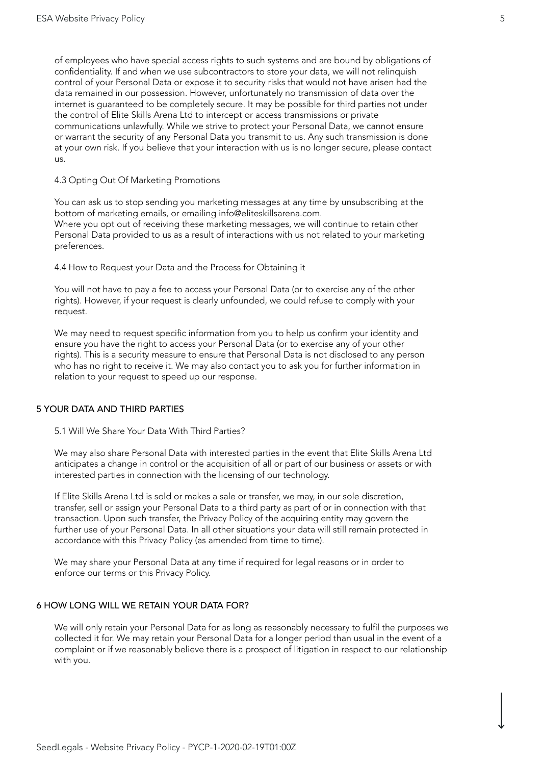of employees who have special access rights to such systems and are bound by obligations of confidentiality. If and when we use subcontractors to store your data, we will not relinquish control of your Personal Data or expose it to security risks that would not have arisen had the data remained in our possession. However, unfortunately no transmission of data over the internet is guaranteed to be completely secure. It may be possible for third parties not under the control of Elite Skills Arena Ltd to intercept or access transmissions or private communications unlawfully. While we strive to protect your Personal Data, we cannot ensure or warrant the security of any Personal Data you transmit to us. Any such transmission is done at your own risk. If you believe that your interaction with us is no longer secure, please contact us.

### 4.3 Opting Out Of Marketing Promotions

You can ask us to stop sending you marketing messages at any time by unsubscribing at the bottom of marketing emails, or emailing info@eliteskillsarena.com.
Where you opt out of receiving these marketing messages, we will continue to retain other Personal Data provided to us as a result of interactions with us not related to your marketing preferences.

### 4.4 How to Request your Data and the Process for Obtaining it

You will not have to pay a fee to access your Personal Data (or to exercise any of the other rights). However, if your request is clearly unfounded, we could refuse to comply with your request.

We may need to request specific information from you to help us confirm your identity and ensure you have the right to access your Personal Data (or to exercise any of your other rights). This is a security measure to ensure that Personal Data is not disclosed to any person who has no right to receive it. We may also contact you to ask you for further information in relation to your request to speed up our response.

## 5 YOUR DATA AND THIRD PARTIES

### 5.1 Will We Share Your Data With Third Parties?

We may also share Personal Data with interested parties in the event that Elite Skills Arena Ltd anticipates a change in control or the acquisition of all or part of our business or assets or with interested parties in connection with the licensing of our technology.

If Elite Skills Arena Ltd is sold or makes a sale or transfer, we may, in our sole discretion, transfer, sell or assign your Personal Data to a third party as part of or in connection with that transaction. Upon such transfer, the Privacy Policy of the acquiring entity may govern the further use of your Personal Data. In all other situations your data will still remain protected in accordance with this Privacy Policy (as amended from time to time).

We may share your Personal Data at any time if required for legal reasons or in order to enforce our terms or this Privacy Policy.

## 6 HOW LONG WILL WE RETAIN YOUR DATA FOR?

We will only retain your Personal Data for as long as reasonably necessary to fulfil the purposes we collected it for. We may retain your Personal Data for a longer period than usual in the event of a complaint or if we reasonably believe there is a prospect of litigation in respect to our relationship with you.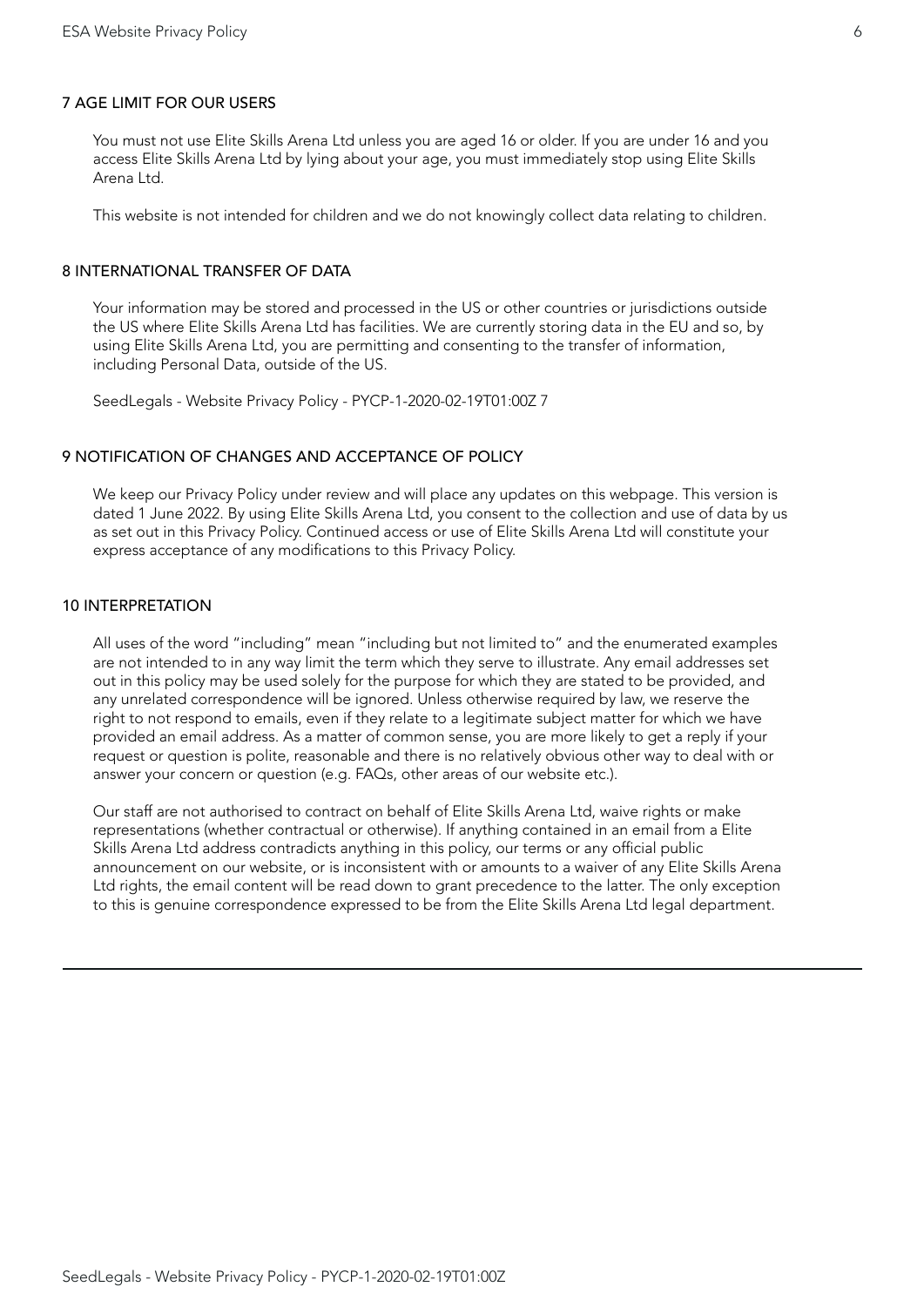## 7 AGE LIMIT FOR OUR USERS

You must not use Elite Skills Arena Ltd unless you are aged 16 or older. If you are under 16 and you access Elite Skills Arena Ltd by lying about your age, you must immediately stop using Elite Skills Arena Ltd.

This website is not intended for children and we do not knowingly collect data relating to children.

## 8 INTERNATIONAL TRANSFER OF DATA

Your information may be stored and processed in the US or other countries or jurisdictions outside the US where Elite Skills Arena Ltd has facilities. We are currently storing data in the EU and so, by using Elite Skills Arena Ltd, you are permitting and consenting to the transfer of information, including Personal Data, outside of the US.

SeedLegals - Website Privacy Policy - PYCP-1-2020-02-19T01:00Z 7

## 9 NOTIFICATION OF CHANGES AND ACCEPTANCE OF POLICY

We keep our Privacy Policy under review and will place any updates on this webpage. This version is dated 1 June 2022. By using Elite Skills Arena Ltd, you consent to the collection and use of data by us as set out in this Privacy Policy. Continued access or use of Elite Skills Arena Ltd will constitute your express acceptance of any modifications to this Privacy Policy.

## 10 INTERPRETATION

All uses of the word "including" mean "including but not limited to" and the enumerated examples are not intended to in any way limit the term which they serve to illustrate. Any email addresses set out in this policy may be used solely for the purpose for which they are stated to be provided, and any unrelated correspondence will be ignored. Unless otherwise required by law, we reserve the right to not respond to emails, even if they relate to a legitimate subject matter for which we have provided an email address. As a matter of common sense, you are more likely to get a reply if your request or question is polite, reasonable and there is no relatively obvious other way to deal with or answer your concern or question (e.g. FAQs, other areas of our website etc.).

Our staff are not authorised to contract on behalf of Elite Skills Arena Ltd, waive rights or make representations (whether contractual or otherwise). If anything contained in an email from a Elite Skills Arena Ltd address contradicts anything in this policy, our terms or any official public announcement on our website, or is inconsistent with or amounts to a waiver of any Elite Skills Arena Ltd rights, the email content will be read down to grant precedence to the latter. The only exception to this is genuine correspondence expressed to be from the Elite Skills Arena Ltd legal department.